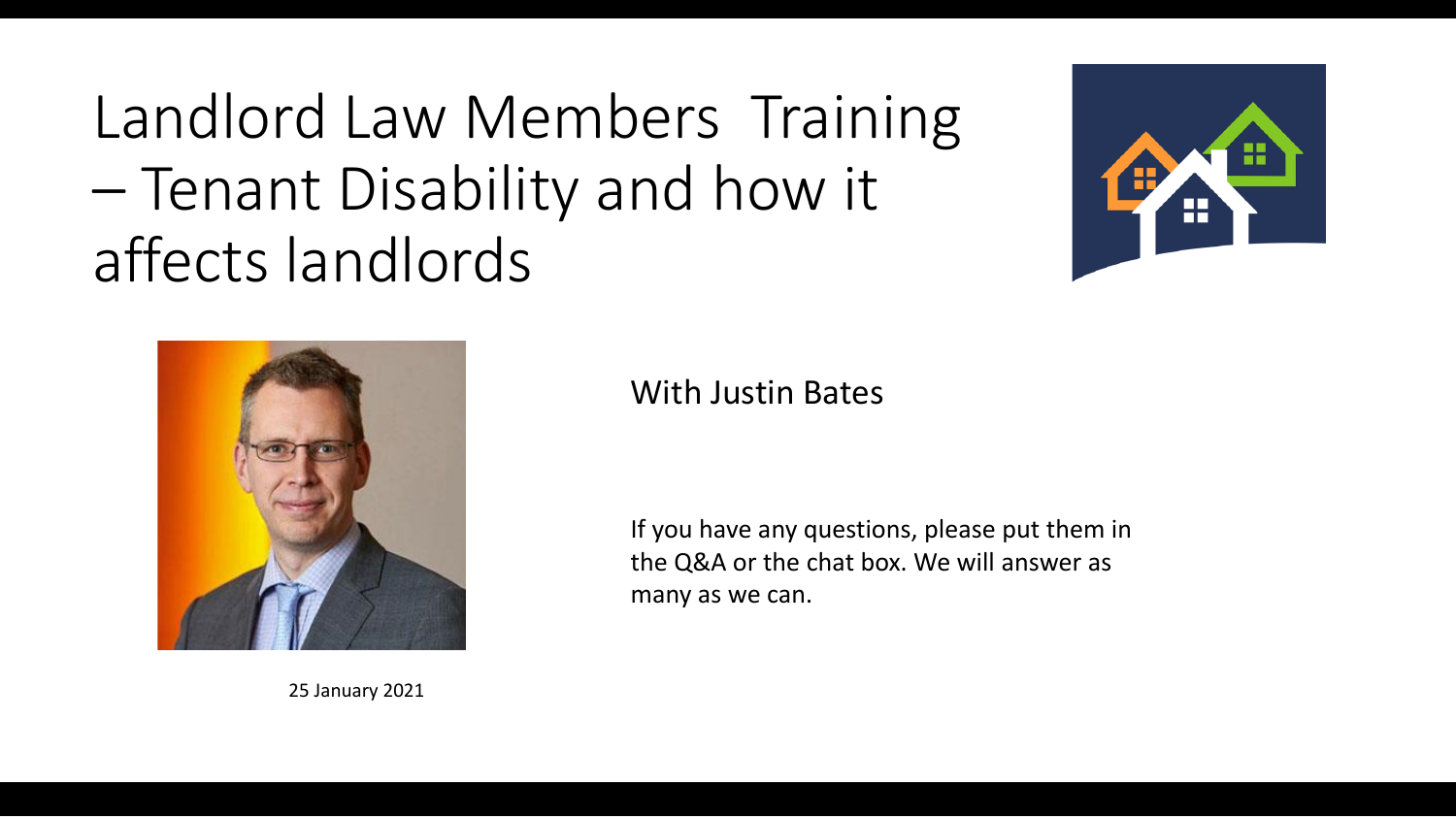# Landlord Law Members Training – Tenant Disability and how it affects landlords

With Justin Bates

If you have any questions, please put them in the Q&A or the chat box. We will answer as many as we can.

25 January 2021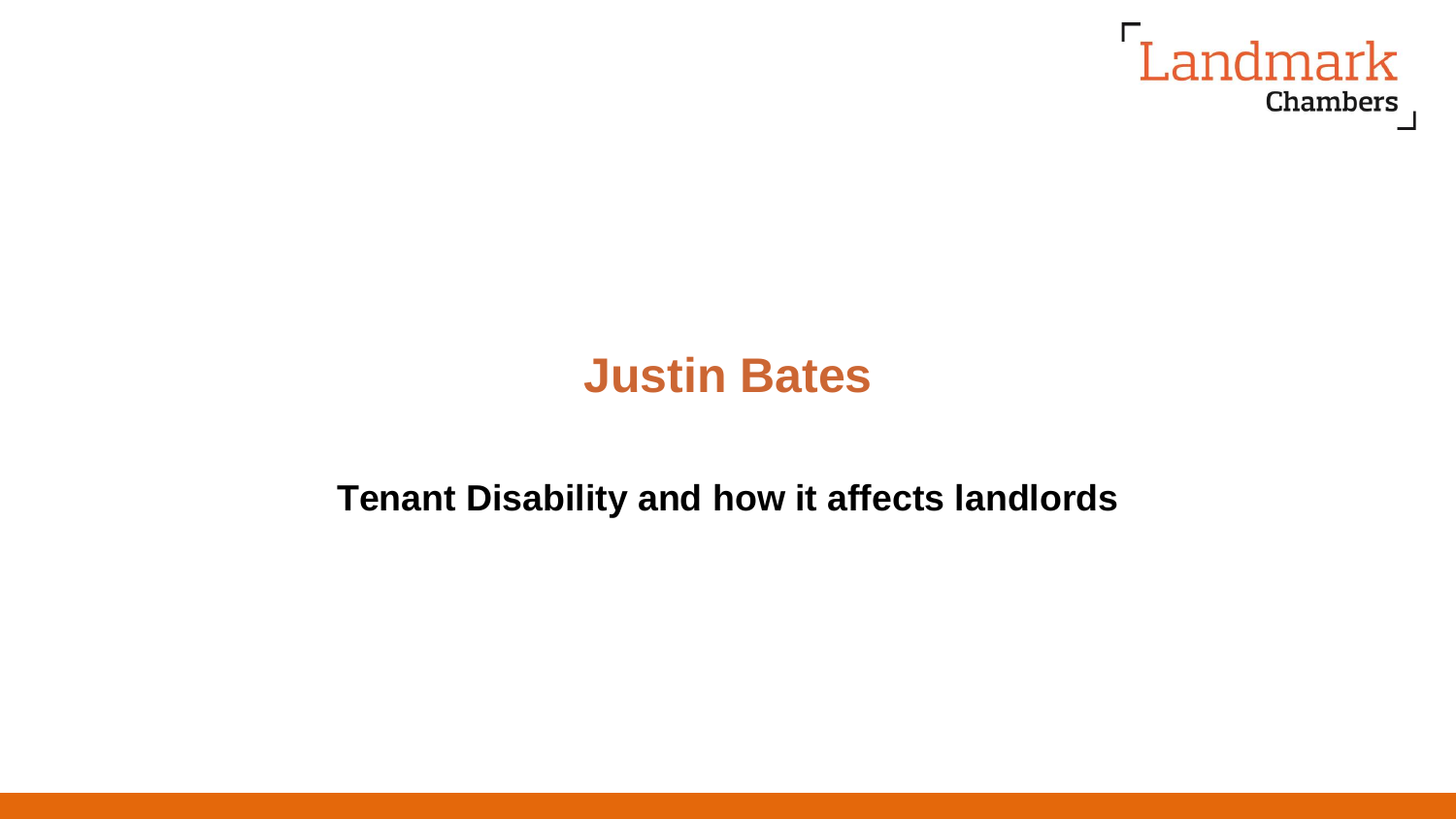# Justin Bates

**Tenant Disability and how it affects landlords**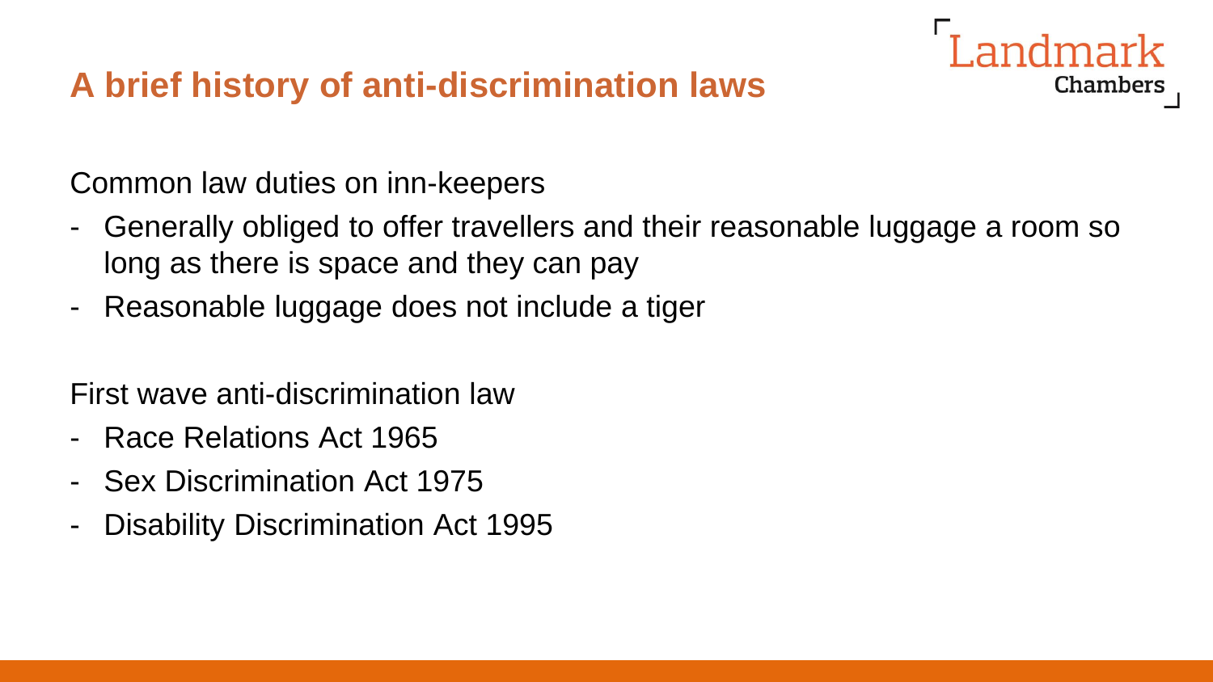# A brief history of anti-discrimination laws

Common law duties on inn-keepers

- Generally obliged to offer travellers and their reasonable luggage a room so long as there is space and they can pay
- Reasonable luggage does not include a tiger

First wave anti-discrimination law

- Race Relations Act 1965
- Sex Discrimination Act 1975
- Disability Discrimination Act 1995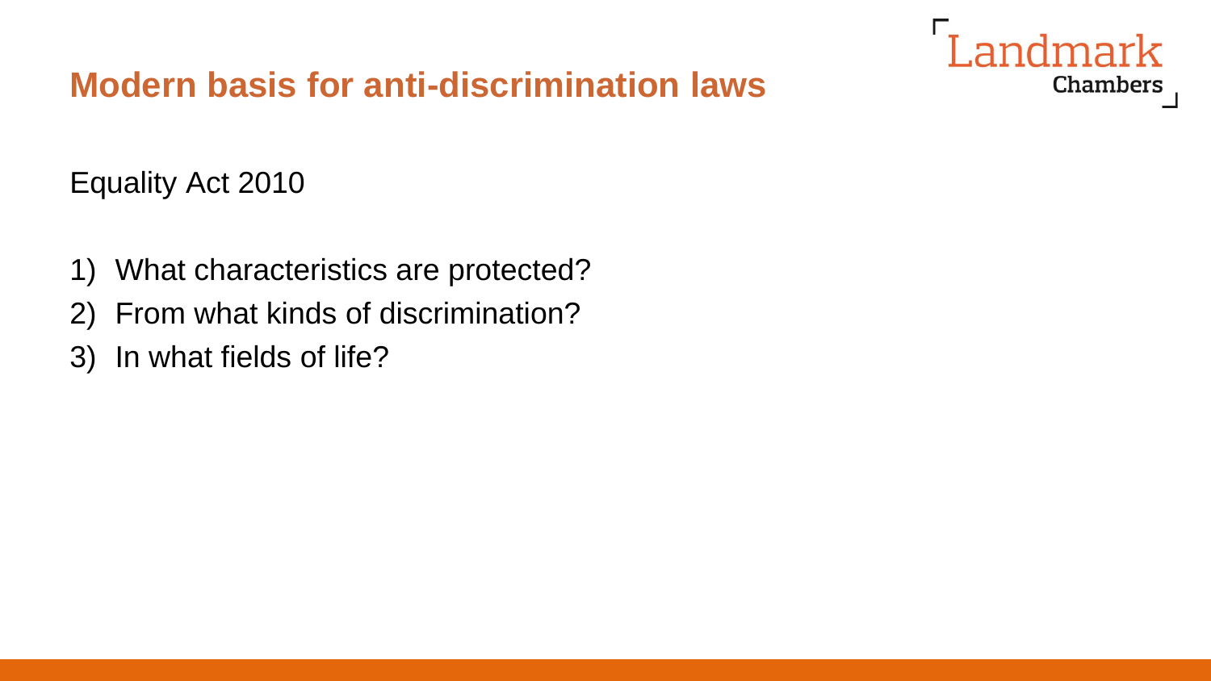## Modern basis for anti-discrimination laws

Equality Act 2010

1) What characteristics are protected?
2) From what kinds of discrimination?
3) In what fields of life?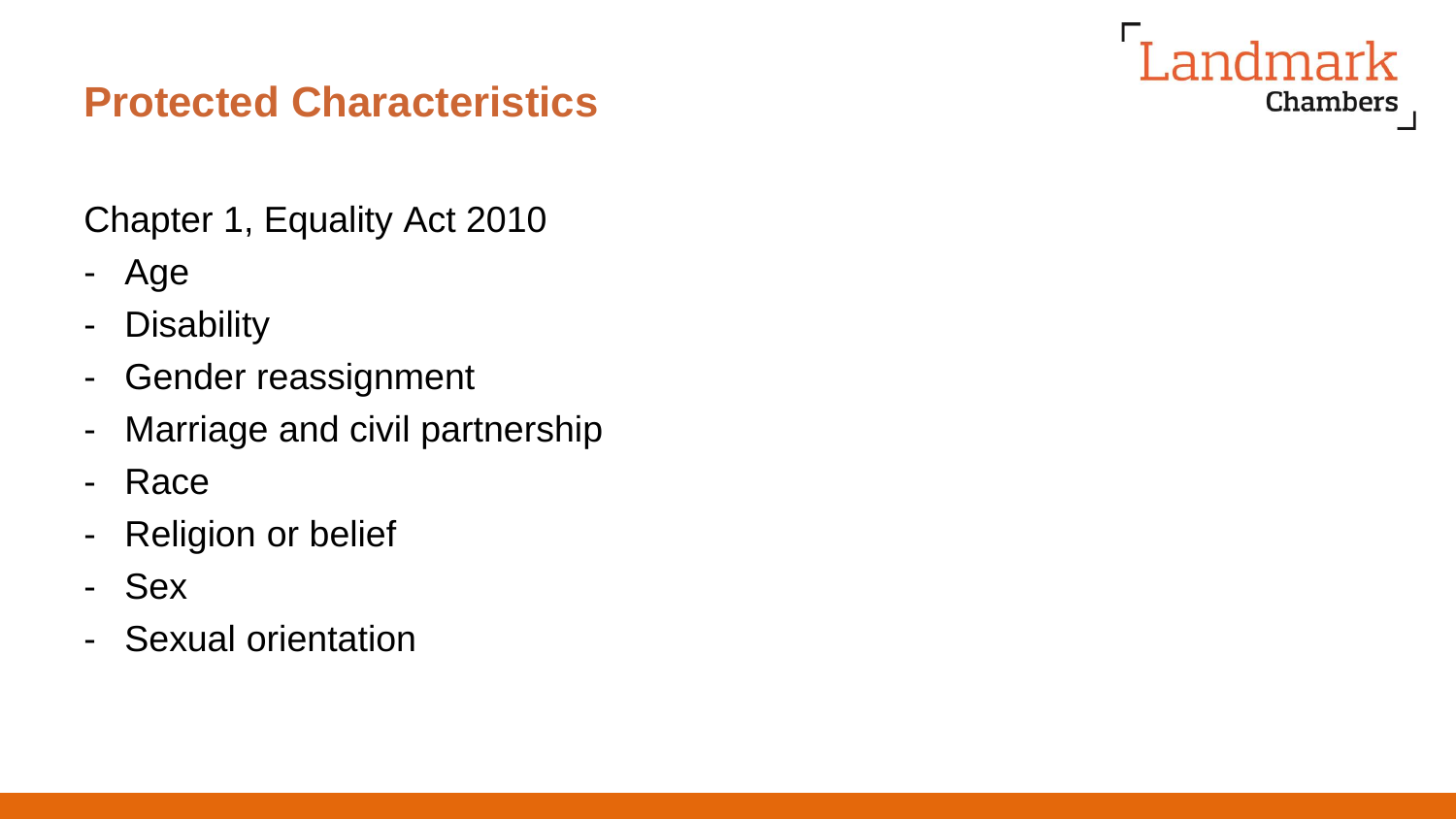## Protected Characteristics

Chapter 1, Equality Act 2010

- Age
- Disability
- Gender reassignment
- Marriage and civil partnership
- Race
- Religion or belief
- Sex
- Sexual orientation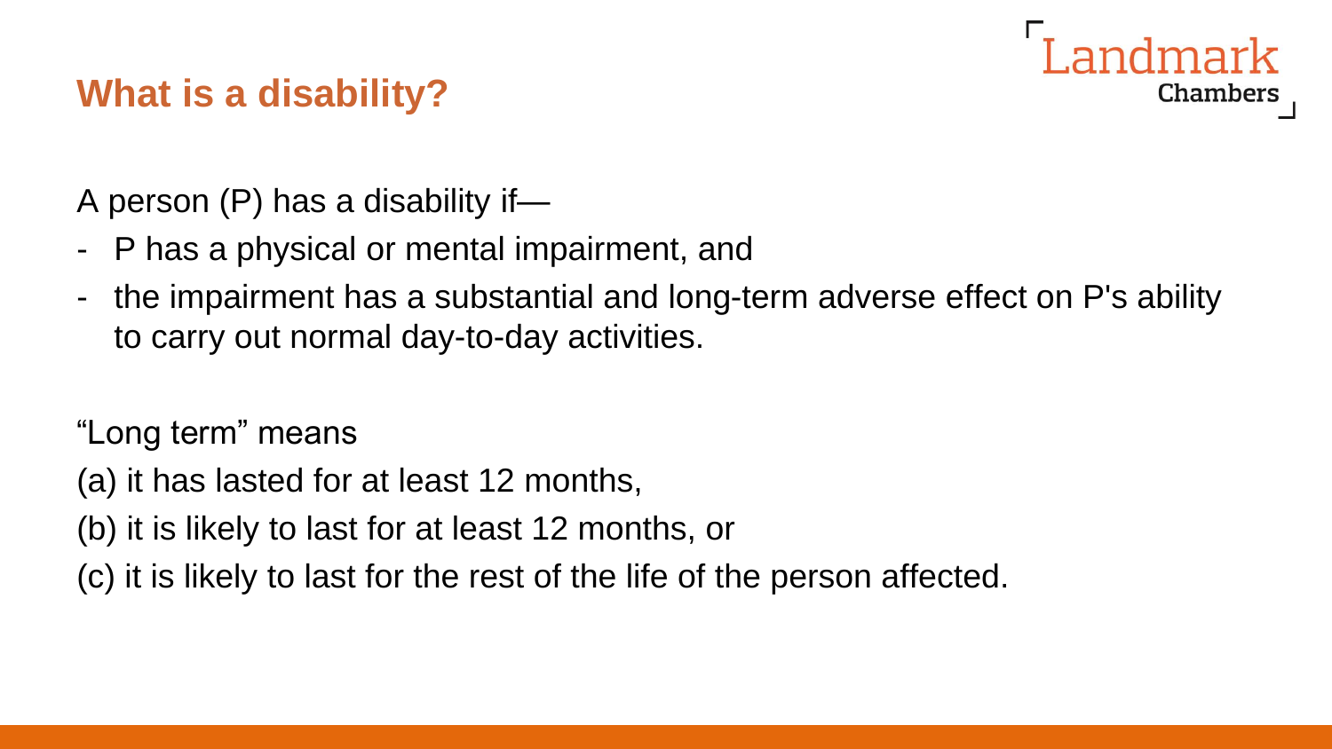## What is a disability?

A person (P) has a disability if—

- P has a physical or mental impairment, and
- the impairment has a substantial and long-term adverse effect on P's ability to carry out normal day-to-day activities.

“Long term” means

(a) it has lasted for at least 12 months,

(b) it is likely to last for at least 12 months, or

(c) it is likely to last for the rest of the life of the person affected.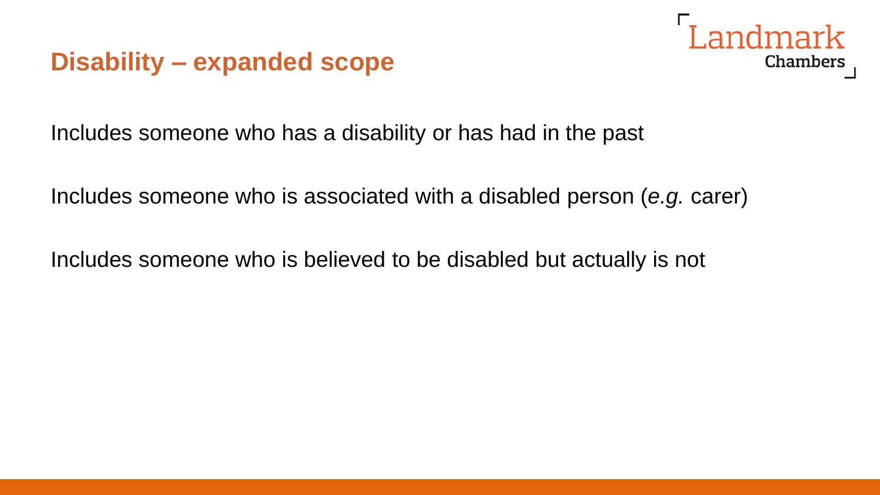## Disability – expanded scope

Includes someone who has a disability or has had in the past

Includes someone who is associated with a disabled person (*e.g.* carer)

Includes someone who is believed to be disabled but actually is not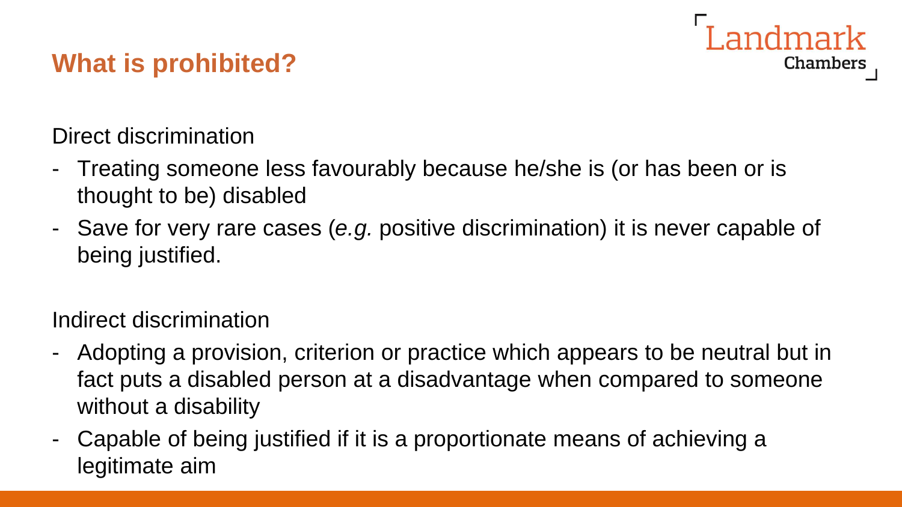## What is prohibited?

Direct discrimination

- Treating someone less favourably because he/she is (or has been or is thought to be) disabled
- Save for very rare cases (*e.g.* positive discrimination) it is never capable of being justified.

Indirect discrimination

- Adopting a provision, criterion or practice which appears to be neutral but in fact puts a disabled person at a disadvantage when compared to someone without a disability
- Capable of being justified if it is a proportionate means of achieving a legitimate aim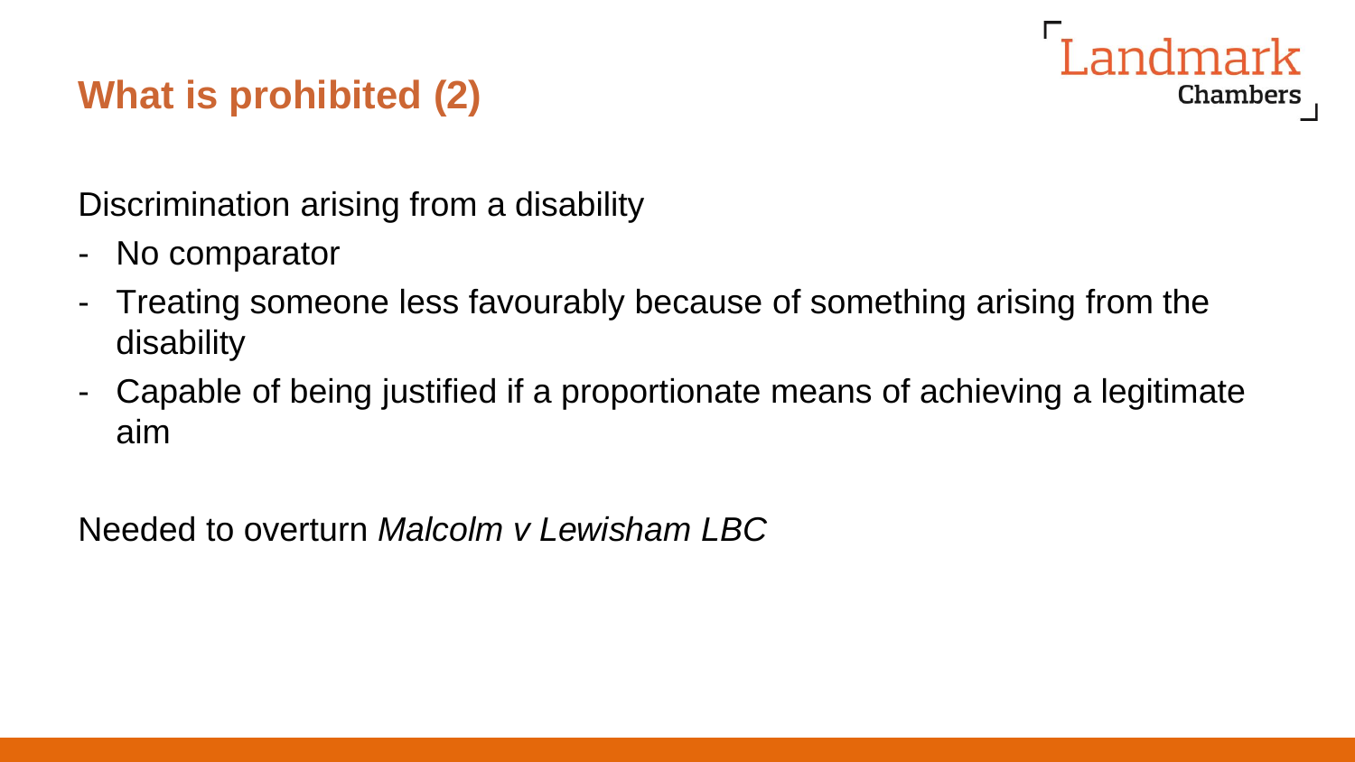## What is prohibited (2)

Discrimination arising from a disability

- No comparator
- Treating someone less favourably because of something arising from the disability
- Capable of being justified if a proportionate means of achieving a legitimate aim

Needed to overturn *Malcolm v Lewisham LBC*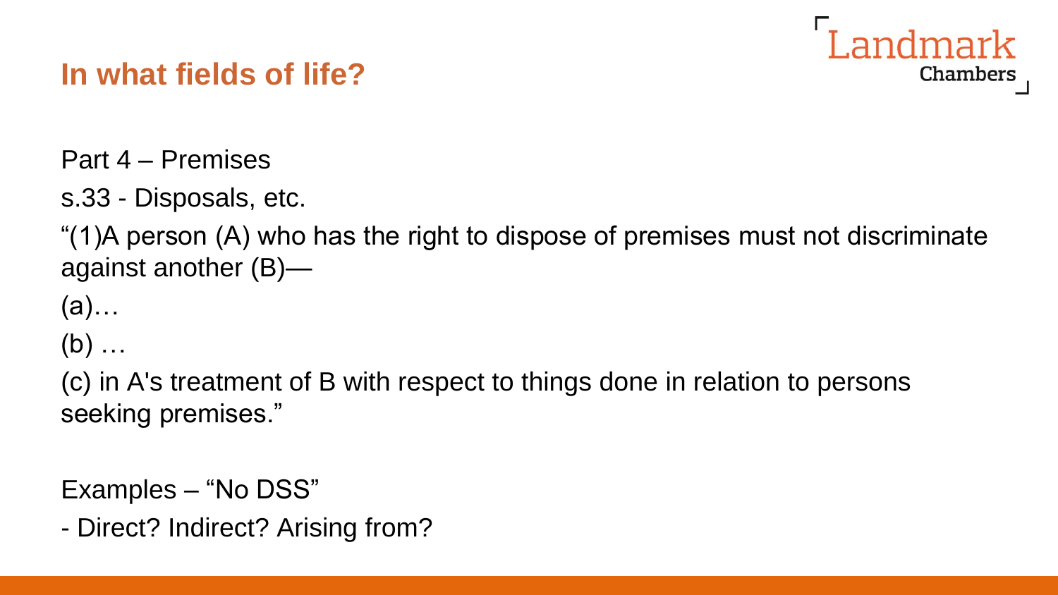## In what fields of life?

Part 4 – Premises

s.33 - Disposals, etc.

"(1)A person (A) who has the right to dispose of premises must not discriminate against another (B)—

(a)…

(b) …

(c) in A's treatment of B with respect to things done in relation to persons seeking premises."

Examples – "No DSS"

- Direct? Indirect? Arising from?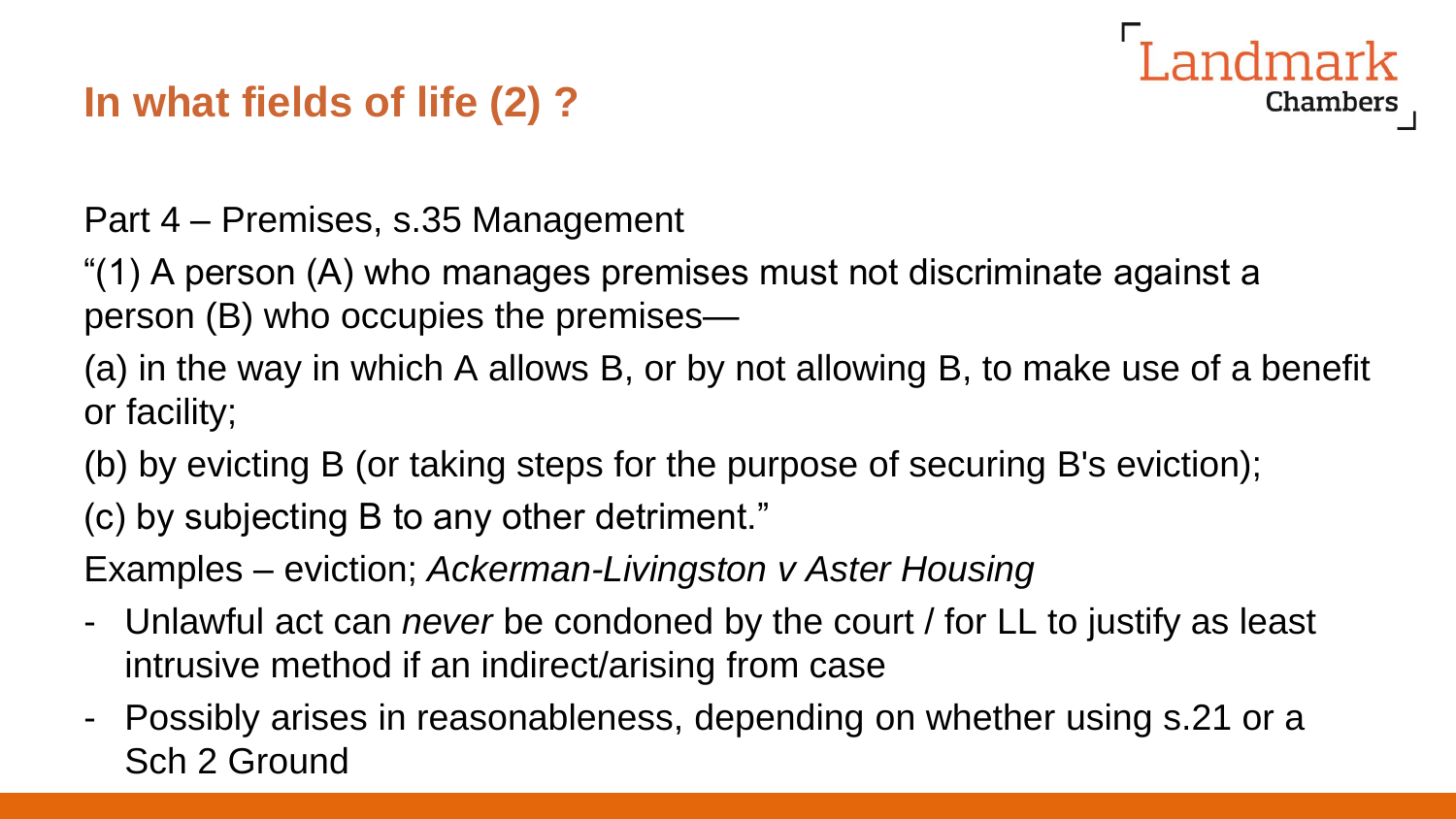## In what fields of life (2) ?

Part 4 – Premises, s.35 Management

"(1) A person (A) who manages premises must not discriminate against a person (B) who occupies the premises—

(a) in the way in which A allows B, or by not allowing B, to make use of a benefit or facility;

(b) by evicting B (or taking steps for the purpose of securing B's eviction);

(c) by subjecting B to any other detriment."

Examples – eviction; *Ackerman-Livingston v Aster Housing*

- Unlawful act can *never* be condoned by the court / for LL to justify as least intrusive method if an indirect/arising from case
- Possibly arises in reasonableness, depending on whether using s.21 or a Sch 2 Ground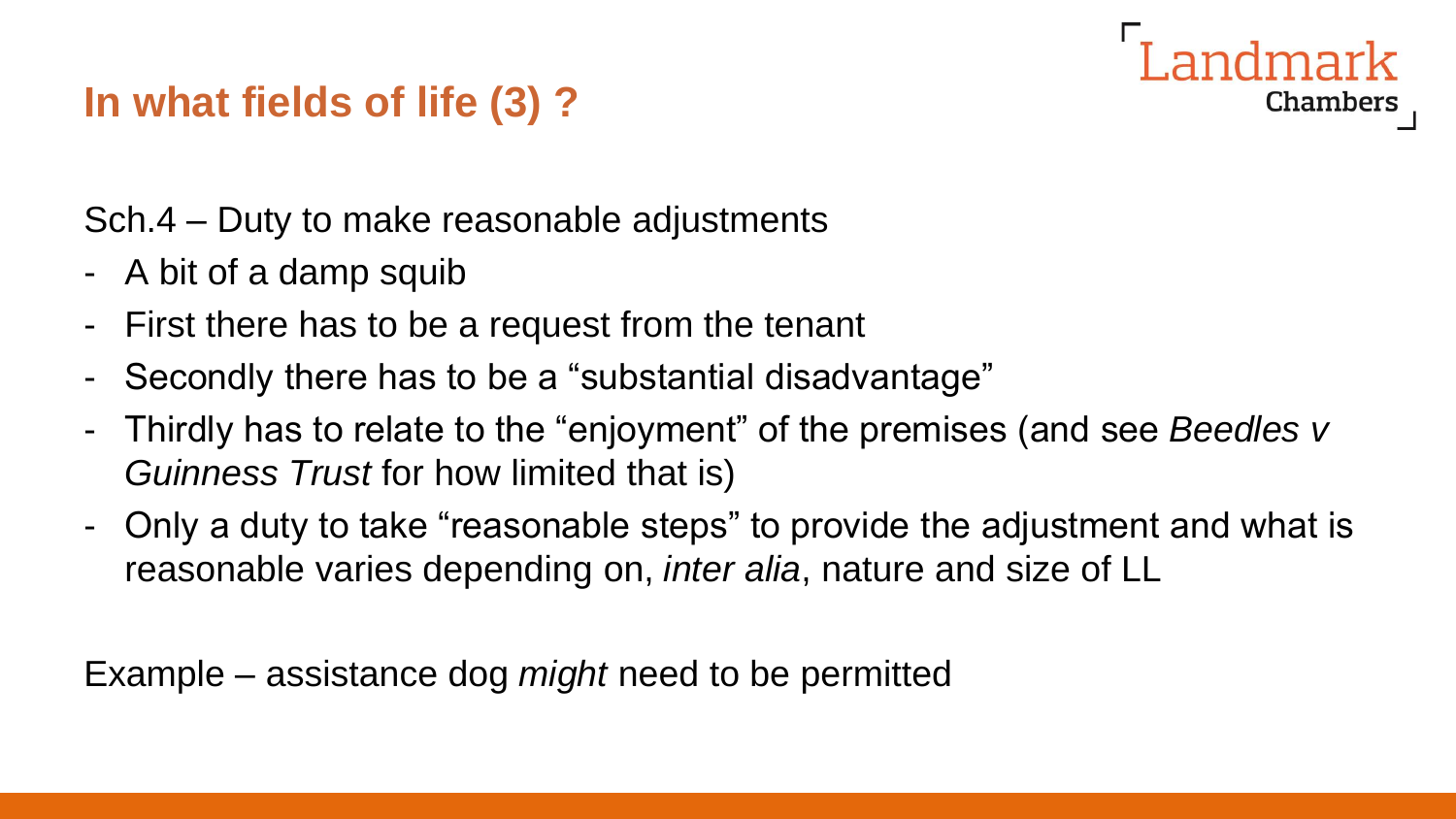## In what fields of life (3) ?

Sch.4 – Duty to make reasonable adjustments

- A bit of a damp squib
- First there has to be a request from the tenant
- Secondly there has to be a "substantial disadvantage"
- Thirdly has to relate to the "enjoyment" of the premises (and see *Beedles v Guinness Trust* for how limited that is)
- Only a duty to take "reasonable steps" to provide the adjustment and what is reasonable varies depending on, *inter alia*, nature and size of LL

Example – assistance dog *might* need to be permitted